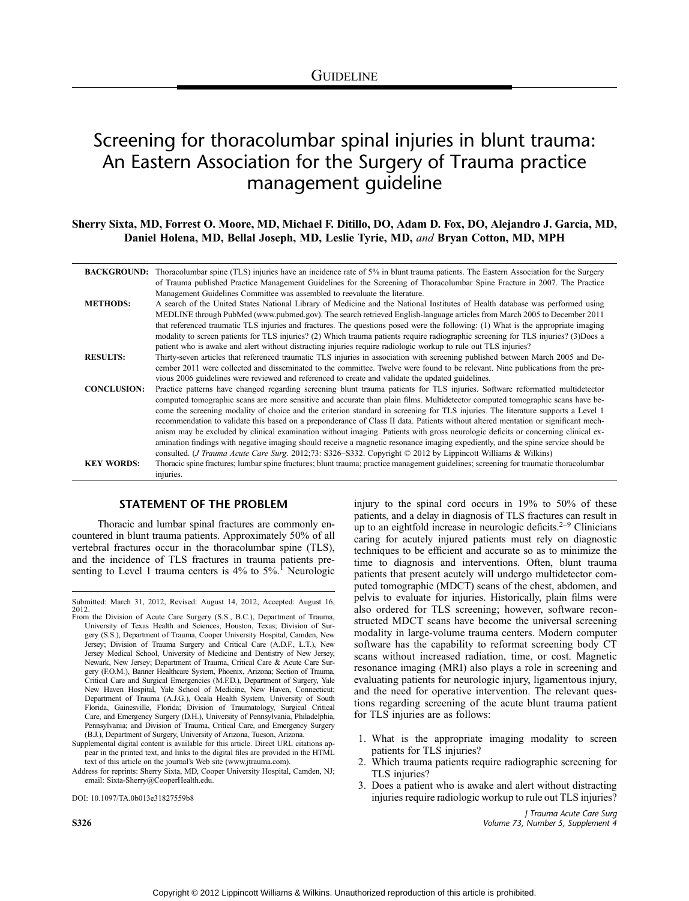GUIDELINE

# Screening for thoracolumbar spinal injuries in blunt trauma: An Eastern Association for the Surgery of Trauma practice management guideline

**Sherry Sixta, MD, Forrest O. Moore, MD, Michael F. Ditillo, DO, Adam D. Fox, DO, Alejandro J. Garcia, MD, Daniel Holena, MD, Bellal Joseph, MD, Leslie Tyrie, MD,** *and* **Bryan Cotton, MD, MPH**

**BACKGROUND:** Thoracolumbar spine (TLS) injuries have an incidence rate of 5% in blunt trauma patients. The Eastern Association for the Surgery of Trauma published Practice Management Guidelines for the Screening of Thoracolumbar Spine Fracture in 2007. The Practice Management Guidelines Committee was assembled to reevaluate the literature.

**METHODS:** A search of the United States National Library of Medicine and the National Institutes of Health database was performed using MEDLINE through PubMed (www.pubmed.gov). The search retrieved English-language articles from March 2005 to December 2011 that referenced traumatic TLS injuries and fractures. The questions posed were the following: (1) What is the appropriate imaging modality to screen patients for TLS injuries? (2) Which trauma patients require radiographic screening for TLS injuries? (3)Does a patient who is awake and alert without distracting injuries require radiologic workup to rule out TLS injuries?

**RESULTS:** Thirty-seven articles that referenced traumatic TLS injuries in association with screening published between March 2005 and December 2011 were collected and disseminated to the committee. Twelve were found to be relevant. Nine publications from the previous 2006 guidelines were reviewed and referenced to create and validate the updated guidelines.

**CONCLUSION:** Practice patterns have changed regarding screening blunt trauma patients for TLS injuries. Software reformatted multidetector computed tomographic scans are more sensitive and accurate than plain films. Multidetector computed tomographic scans have become the screening modality of choice and the criterion standard in screening for TLS injuries. The literature supports a Level 1 recommendation to validate this based on a preponderance of Class II data. Patients without altered mentation or significant mechanism may be excluded by clinical examination without imaging. Patients with gross neurologic deficits or concerning clinical examination findings with negative imaging should receive a magnetic resonance imaging expediently, and the spine service should be consulted. (*J Trauma Acute Care Surg*. 2012;73: S326–S332. Copyright © 2012 by Lippincott Williams & Wilkins)

**KEY WORDS:** Thoracic spine fractures; lumbar spine fractures; blunt trauma; practice management guidelines; screening for traumatic thoracolumbar injuries.

## STATEMENT OF THE PROBLEM

Thoracic and lumbar spinal fractures are commonly encountered in blunt trauma patients. Approximately 50% of all vertebral fractures occur in the thoracolumbar spine (TLS), and the incidence of TLS fractures in trauma patients presenting to Level 1 trauma centers is 4% to 5%.[1] Neurologic injury to the spinal cord occurs in 19% to 50% of these patients, and a delay in diagnosis of TLS fractures can result in up to an eightfold increase in neurologic deficits.[2–9] Clinicians caring for acutely injured patients must rely on diagnostic techniques to be efficient and accurate so as to minimize the time to diagnosis and interventions. Often, blunt trauma patients that present acutely will undergo multidetector computed tomographic (MDCT) scans of the chest, abdomen, and pelvis to evaluate for injuries. Historically, plain films were also ordered for TLS screening; however, software reconstructed MDCT scans have become the universal screening modality in large-volume trauma centers. Modern computer software has the capability to reformat screening body CT scans without increased radiation, time, or cost. Magnetic resonance imaging (MRI) also plays a role in screening and evaluating patients for neurologic injury, ligamentous injury, and the need for operative intervention. The relevant questions regarding screening of the acute blunt trauma patient for TLS injuries are as follows:

1. What is the appropriate imaging modality to screen patients for TLS injuries?
2. Which trauma patients require radiographic screening for TLS injuries?
3. Does a patient who is awake and alert without distracting injuries require radiologic workup to rule out TLS injuries?

Submitted: March 31, 2012, Revised: August 14, 2012, Accepted: August 16, 2012.

From the Division of Acute Care Surgery (S.S., B.C.), Department of Trauma, University of Texas Health and Sciences, Houston, Texas; Division of Surgery (S.S.), Department of Trauma, Cooper University Hospital, Camden, New Jersey; Division of Trauma Surgery and Critical Care (A.D.F., L.T.), New Jersey Medical School, University of Medicine and Dentistry of New Jersey, Newark, New Jersey; Department of Trauma, Critical Care & Acute Care Surgery (F.O.M.), Banner Healthcare System, Phoenix, Arizona; Section of Trauma, Critical Care and Surgical Emergencies (M.F.D.), Department of Surgery, Yale New Haven Hospital, Yale School of Medicine, New Haven, Connecticut; Department of Trauma (A.J.G.), Ocala Health System, University of South Florida, Gainesville, Florida; Division of Traumatology, Surgical Critical Care, and Emergency Surgery (D.H.), University of Pennsylvania, Philadelphia, Pennsylvania; and Division of Trauma, Critical Care, and Emergency Surgery (B.J.), Department of Surgery, University of Arizona, Tucson, Arizona.

Supplemental digital content is available for this article. Direct URL citations appear in the printed text, and links to the digital files are provided in the HTML text of this article on the journal's Web site (www.jtrauma.com).

Address for reprints: Sherry Sixta, MD, Cooper University Hospital, Camden, NJ; email: Sixta-Sherry@CooperHealth.edu.

DOI: 10.1097/TA.0b013e31827559b8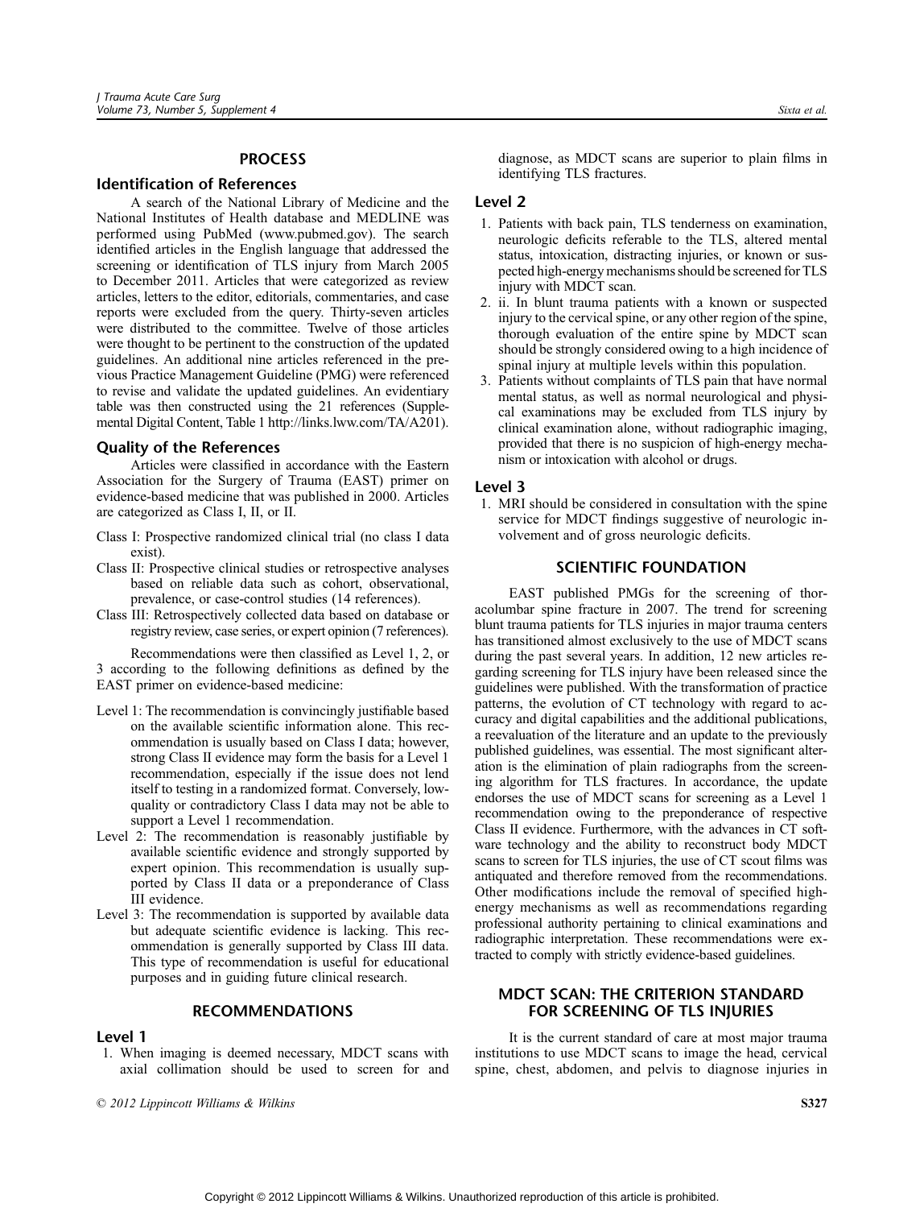## PROCESS

### Identification of References

A search of the National Library of Medicine and the National Institutes of Health database and MEDLINE was performed using PubMed (www.pubmed.gov). The search identified articles in the English language that addressed the screening or identification of TLS injury from March 2005 to December 2011. Articles that were categorized as review articles, letters to the editor, editorials, commentaries, and case reports were excluded from the query. Thirty-seven articles were distributed to the committee. Twelve of those articles were thought to be pertinent to the construction of the updated guidelines. An additional nine articles referenced in the previous Practice Management Guideline (PMG) were referenced to revise and validate the updated guidelines. An evidentiary table was then constructed using the 21 references (Supplemental Digital Content, Table 1 http://links.lww.com/TA/A201).

### Quality of the References

Articles were classified in accordance with the Eastern Association for the Surgery of Trauma (EAST) primer on evidence-based medicine that was published in 2000. Articles are categorized as Class I, II, or II.

- Class I: Prospective randomized clinical trial (no class I data exist).
- Class II: Prospective clinical studies or retrospective analyses based on reliable data such as cohort, observational, prevalence, or case-control studies (14 references).
- Class III: Retrospectively collected data based on database or registry review, case series, or expert opinion (7 references).

Recommendations were then classified as Level 1, 2, or 3 according to the following definitions as defined by the EAST primer on evidence-based medicine:

- Level 1: The recommendation is convincingly justifiable based on the available scientific information alone. This recommendation is usually based on Class I data; however, strong Class II evidence may form the basis for a Level 1 recommendation, especially if the issue does not lend itself to testing in a randomized format. Conversely, low-quality or contradictory Class I data may not be able to support a Level 1 recommendation.
- Level 2: The recommendation is reasonably justifiable by available scientific evidence and strongly supported by expert opinion. This recommendation is usually supported by Class II data or a preponderance of Class III evidence.
- Level 3: The recommendation is supported by available data but adequate scientific evidence is lacking. This recommendation is generally supported by Class III data. This type of recommendation is useful for educational purposes and in guiding future clinical research.

## RECOMMENDATIONS

### Level 1

1. When imaging is deemed necessary, MDCT scans with axial collimation should be used to screen for and diagnose, as MDCT scans are superior to plain films in identifying TLS fractures.

### Level 2

1. Patients with back pain, TLS tenderness on examination, neurologic deficits referable to the TLS, altered mental status, intoxication, distracting injuries, or known or suspected high-energy mechanisms should be screened for TLS injury with MDCT scan.
2. ii. In blunt trauma patients with a known or suspected injury to the cervical spine, or any other region of the spine, thorough evaluation of the entire spine by MDCT scan should be strongly considered owing to a high incidence of spinal injury at multiple levels within this population.
3. Patients without complaints of TLS pain that have normal mental status, as well as normal neurological and physical examinations may be excluded from TLS injury by clinical examination alone, without radiographic imaging, provided that there is no suspicion of high-energy mechanism or intoxication with alcohol or drugs.

### Level 3

1. MRI should be considered in consultation with the spine service for MDCT findings suggestive of neurologic involvement and of gross neurologic deficits.

## SCIENTIFIC FOUNDATION

EAST published PMGs for the screening of thoracolumbar spine fracture in 2007. The trend for screening blunt trauma patients for TLS injuries in major trauma centers has transitioned almost exclusively to the use of MDCT scans during the past several years. In addition, 12 new articles regarding screening for TLS injury have been released since the guidelines were published. With the transformation of practice patterns, the evolution of CT technology with regard to accuracy and digital capabilities and the additional publications, a reevaluation of the literature and an update to the previously published guidelines, was essential. The most significant alteration is the elimination of plain radiographs from the screening algorithm for TLS fractures. In accordance, the update endorses the use of MDCT scans for screening as a Level 1 recommendation owing to the preponderance of respective Class II evidence. Furthermore, with the advances in CT software technology and the ability to reconstruct body MDCT scans to screen for TLS injuries, the use of CT scout films was antiquated and therefore removed from the recommendations. Other modifications include the removal of specified high-energy mechanisms as well as recommendations regarding professional authority pertaining to clinical examinations and radiographic interpretation. These recommendations were extracted to comply with strictly evidence-based guidelines.

## MDCT SCAN: THE CRITERION STANDARD FOR SCREENING OF TLS INJURIES

It is the current standard of care at most major trauma institutions to use MDCT scans to image the head, cervical spine, chest, abdomen, and pelvis to diagnose injuries in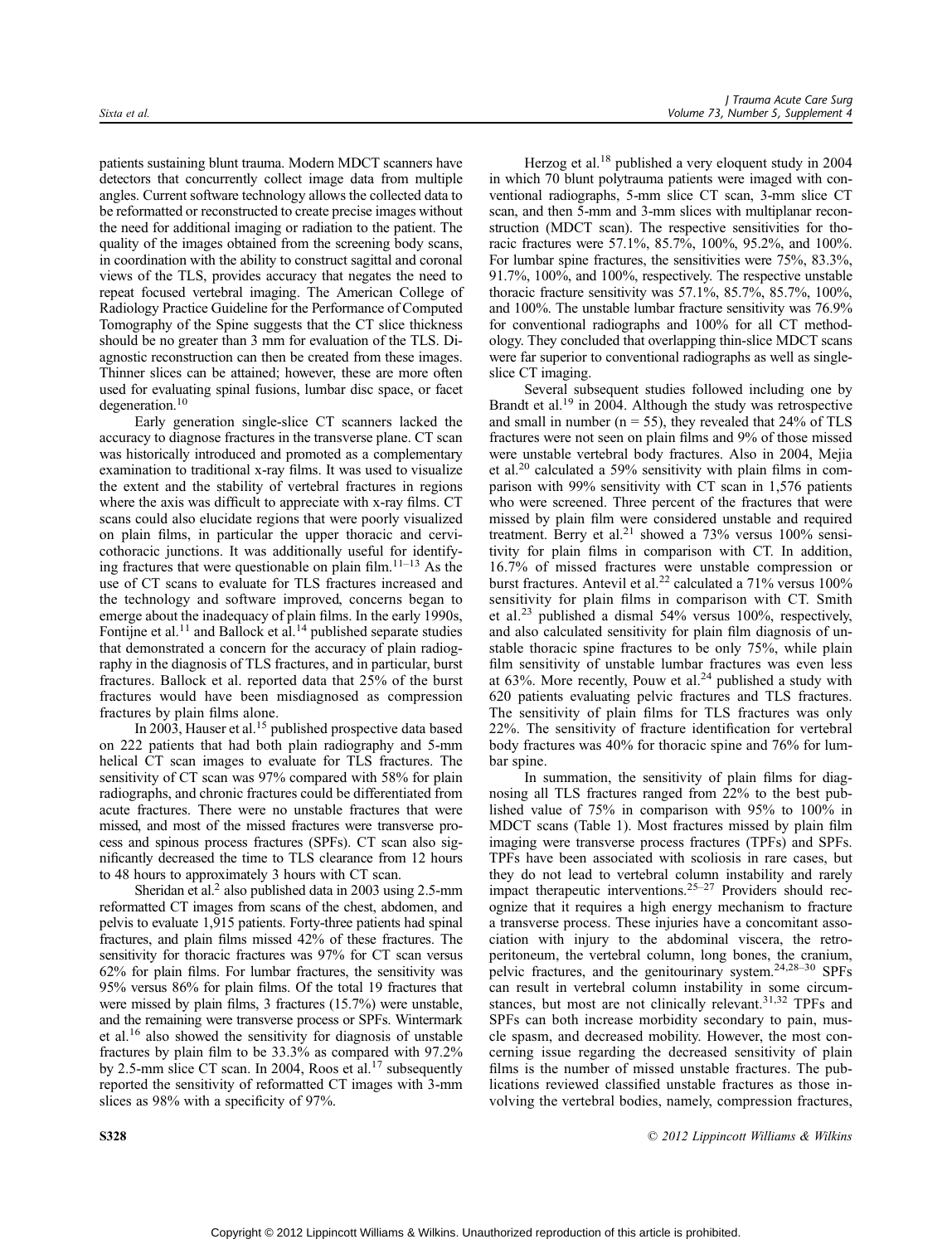patients sustaining blunt trauma. Modern MDCT scanners have detectors that concurrently collect image data from multiple angles. Current software technology allows the collected data to be reformatted or reconstructed to create precise images without the need for additional imaging or radiation to the patient. The quality of the images obtained from the screening body scans, in coordination with the ability to construct sagittal and coronal views of the TLS, provides accuracy that negates the need to repeat focused vertebral imaging. The American College of Radiology Practice Guideline for the Performance of Computed Tomography of the Spine suggests that the CT slice thickness should be no greater than 3 mm for evaluation of the TLS. Diagnostic reconstruction can then be created from these images. Thinner slices can be attained; however, these are more often used for evaluating spinal fusions, lumbar disc space, or facet degeneration.[10]

Early generation single-slice CT scanners lacked the accuracy to diagnose fractures in the transverse plane. CT scan was historically introduced and promoted as a complementary examination to traditional x-ray films. It was used to visualize the extent and the stability of vertebral fractures in regions where the axis was difficult to appreciate with x-ray films. CT scans could also elucidate regions that were poorly visualized on plain films, in particular the upper thoracic and cervicothoracic junctions. It was additionally useful for identifying fractures that were questionable on plain film.[11–13] As the use of CT scans to evaluate for TLS fractures increased and the technology and software improved, concerns began to emerge about the inadequacy of plain films. In the early 1990s, Fontijne et al.[11] and Ballock et al.[14] published separate studies that demonstrated a concern for the accuracy of plain radiography in the diagnosis of TLS fractures, and in particular, burst fractures. Ballock et al. reported data that 25% of the burst fractures would have been misdiagnosed as compression fractures by plain films alone.

In 2003, Hauser et al.[15] published prospective data based on 222 patients that had both plain radiography and 5-mm helical CT scan images to evaluate for TLS fractures. The sensitivity of CT scan was 97% compared with 58% for plain radiographs, and chronic fractures could be differentiated from acute fractures. There were no unstable fractures that were missed, and most of the missed fractures were transverse process and spinous process fractures (SPFs). CT scan also significantly decreased the time to TLS clearance from 12 hours to 48 hours to approximately 3 hours with CT scan.

Sheridan et al.[2] also published data in 2003 using 2.5-mm reformatted CT images from scans of the chest, abdomen, and pelvis to evaluate 1,915 patients. Forty-three patients had spinal fractures, and plain films missed 42% of these fractures. The sensitivity for thoracic fractures was 97% for CT scan versus 62% for plain films. For lumbar fractures, the sensitivity was 95% versus 86% for plain films. Of the total 19 fractures that were missed by plain films, 3 fractures (15.7%) were unstable, and the remaining were transverse process or SPFs. Wintermark et al.[16] also showed the sensitivity for diagnosis of unstable fractures by plain film to be 33.3% as compared with 97.2% by 2.5-mm slice CT scan. In 2004, Roos et al.[17] subsequently reported the sensitivity of reformatted CT images with 3-mm slices as 98% with a specificity of 97%.

Herzog et al.[18] published a very eloquent study in 2004 in which 70 blunt polytrauma patients were imaged with conventional radiographs, 5-mm slice CT scan, 3-mm slice CT scan, and then 5-mm and 3-mm slices with multiplanar reconstruction (MDCT scan). The respective sensitivities for thoracic fractures were 57.1%, 85.7%, 100%, 95.2%, and 100%. For lumbar spine fractures, the sensitivities were 75%, 83.3%, 91.7%, 100%, and 100%, respectively. The respective unstable thoracic fracture sensitivity was 57.1%, 85.7%, 85.7%, 100%, and 100%. The unstable lumbar fracture sensitivity was 76.9% for conventional radiographs and 100% for all CT methodology. They concluded that overlapping thin-slice MDCT scans were far superior to conventional radiographs as well as single-slice CT imaging.

Several subsequent studies followed including one by Brandt et al.[19] in 2004. Although the study was retrospective and small in number (n = 55), they revealed that 24% of TLS fractures were not seen on plain films and 9% of those missed were unstable vertebral body fractures. Also in 2004, Mejia et al.[20] calculated a 59% sensitivity with plain films in comparison with 99% sensitivity with CT scan in 1,576 patients who were screened. Three percent of the fractures that were missed by plain film were considered unstable and required treatment. Berry et al.[21] showed a 73% versus 100% sensitivity for plain films in comparison with CT. In addition, 16.7% of missed fractures were unstable compression or burst fractures. Antevil et al.[22] calculated a 71% versus 100% sensitivity for plain films in comparison with CT. Smith et al.[23] published a dismal 54% versus 100%, respectively, and also calculated sensitivity for plain film diagnosis of unstable thoracic spine fractures to be only 75%, while plain film sensitivity of unstable lumbar fractures was even less at 63%. More recently, Pouw et al.[24] published a study with 620 patients evaluating pelvic fractures and TLS fractures. The sensitivity of plain films for TLS fractures was only 22%. The sensitivity of fracture identification for vertebral body fractures was 40% for thoracic spine and 76% for lumbar spine.

In summation, the sensitivity of plain films for diagnosing all TLS fractures ranged from 22% to the best published value of 75% in comparison with 95% to 100% in MDCT scans (Table 1). Most fractures missed by plain film imaging were transverse process fractures (TPFs) and SPFs. TPFs have been associated with scoliosis in rare cases, but they do not lead to vertebral column instability and rarely impact therapeutic interventions.[25–27] Providers should recognize that it requires a high energy mechanism to fracture a transverse process. These injuries have a concomitant association with injury to the abdominal viscera, the retroperitoneum, the vertebral column, long bones, the cranium, pelvic fractures, and the genitourinary system.[24,28–30] SPFs can result in vertebral column instability in some circumstances, but most are not clinically relevant.[31,32] TPFs and SPFs can both increase morbidity secondary to pain, muscle spasm, and decreased mobility. However, the most concerning issue regarding the decreased sensitivity of plain films is the number of missed unstable fractures. The publications reviewed classified unstable fractures as those involving the vertebral bodies, namely, compression fractures,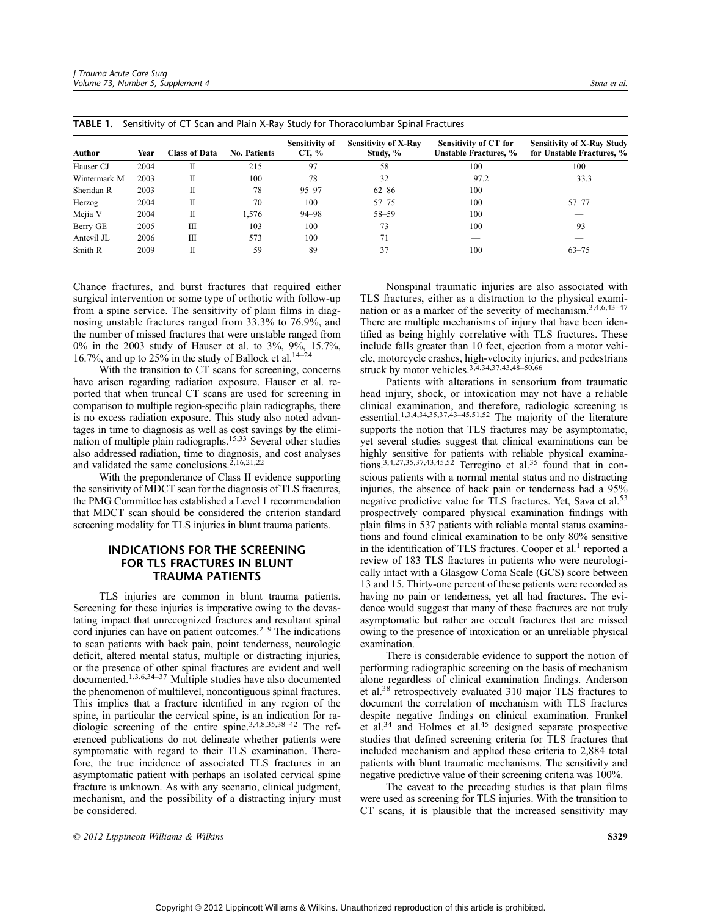**TABLE 1.** Sensitivity of CT Scan and Plain X-Ray Study for Thoracolumbar Spinal Fractures

| Author | Year | Class of Data | No. Patients | Sensitivity of CT, % | Sensitivity of X-Ray Study, % | Sensitivity of CT for Unstable Fractures, % | Sensitivity of X-Ray Study for Unstable Fractures, % |
|---|---|---|---|---|---|---|---|
| Hauser CJ | 2004 | II | 215 | 97 | 58 | 100 | 100 |
| Wintermark M | 2003 | II | 100 | 78 | 32 | 97.2 | 33.3 |
| Sheridan R | 2003 | II | 78 | 95–97 | 62–86 | 100 | — |
| Herzog | 2004 | II | 70 | 100 | 57–75 | 100 | 57–77 |
| Mejia V | 2004 | II | 1,576 | 94–98 | 58–59 | 100 | — |
| Berry GE | 2005 | III | 103 | 100 | 73 | 100 | 93 |
| Antevil JL | 2006 | III | 573 | 100 | 71 | — | — |
| Smith R | 2009 | II | 59 | 89 | 37 | 100 | 63–75 |

Chance fractures, and burst fractures that required either surgical intervention or some type of orthotic with follow-up from a spine service. The sensitivity of plain films in diagnosing unstable fractures ranged from 33.3% to 76.9%, and the number of missed fractures that were unstable ranged from 0% in the 2003 study of Hauser et al. to 3%, 9%, 15.7%, 16.7%, and up to 25% in the study of Ballock et al.[14–24]

With the transition to CT scans for screening, concerns have arisen regarding radiation exposure. Hauser et al. reported that when truncal CT scans are used for screening in comparison to multiple region-specific plain radiographs, there is no excess radiation exposure. This study also noted advantages in time to diagnosis as well as cost savings by the elimination of multiple plain radiographs.[15,33] Several other studies also addressed radiation, time to diagnosis, and cost analyses and validated the same conclusions.[2,16,21,22]

With the preponderance of Class II evidence supporting the sensitivity of MDCT scan for the diagnosis of TLS fractures, the PMG Committee has established a Level 1 recommendation that MDCT scan should be considered the criterion standard screening modality for TLS injuries in blunt trauma patients.

## INDICATIONS FOR THE SCREENING FOR TLS FRACTURES IN BLUNT TRAUMA PATIENTS

TLS injuries are common in blunt trauma patients. Screening for these injuries is imperative owing to the devastating impact that unrecognized fractures and resultant spinal cord injuries can have on patient outcomes.[2–9] The indications to scan patients with back pain, point tenderness, neurologic deficit, altered mental status, multiple or distracting injuries, or the presence of other spinal fractures are evident and well documented.[1,3,6,34–37] Multiple studies have also documented the phenomenon of multilevel, noncontiguous spinal fractures. This implies that a fracture identified in any region of the spine, in particular the cervical spine, is an indication for radiologic screening of the entire spine.[3,4,8,35,38–42] The referenced publications do not delineate whether patients were symptomatic with regard to their TLS examination. Therefore, the true incidence of associated TLS fractures in an asymptomatic patient with perhaps an isolated cervical spine fracture is unknown. As with any scenario, clinical judgment, mechanism, and the possibility of a distracting injury must be considered.

Nonspinal traumatic injuries are also associated with TLS fractures, either as a distraction to the physical examination or as a marker of the severity of mechanism.[3,4,6,43–47] There are multiple mechanisms of injury that have been identified as being highly correlative with TLS fractures. These include falls greater than 10 feet, ejection from a motor vehicle, motorcycle crashes, high-velocity injuries, and pedestrians struck by motor vehicles.[3,4,34,37,43,48–50,66]

Patients with alterations in sensorium from traumatic head injury, shock, or intoxication may not have a reliable clinical examination, and therefore, radiologic screening is essential.[1,3,4,34,35,37,43–45,51,52] The majority of the literature supports the notion that TLS fractures may be asymptomatic, yet several studies suggest that clinical examinations can be highly sensitive for patients with reliable physical examinations.[3,4,27,35,37,43,45,52] Terregino et al.[35] found that in conscious patients with a normal mental status and no distracting injuries, the absence of back pain or tenderness had a 95% negative predictive value for TLS fractures. Yet, Sava et al.[53] prospectively compared physical examination findings with plain films in 537 patients with reliable mental status examinations and found clinical examination to be only 80% sensitive in the identification of TLS fractures. Cooper et al.[1] reported a review of 183 TLS fractures in patients who were neurologically intact with a Glasgow Coma Scale (GCS) score between 13 and 15. Thirty-one percent of these patients were recorded as having no pain or tenderness, yet all had fractures. The evidence would suggest that many of these fractures are not truly asymptomatic but rather are occult fractures that are missed owing to the presence of intoxication or an unreliable physical examination.

There is considerable evidence to support the notion of performing radiographic screening on the basis of mechanism alone regardless of clinical examination findings. Anderson et al.[38] retrospectively evaluated 310 major TLS fractures to document the correlation of mechanism with TLS fractures despite negative findings on clinical examination. Frankel et al.[34] and Holmes et al.[45] designed separate prospective studies that defined screening criteria for TLS fractures that included mechanism and applied these criteria to 2,884 total patients with blunt traumatic mechanisms. The sensitivity and negative predictive value of their screening criteria was 100%.

The caveat to the preceding studies is that plain films were used as screening for TLS injuries. With the transition to CT scans, it is plausible that the increased sensitivity may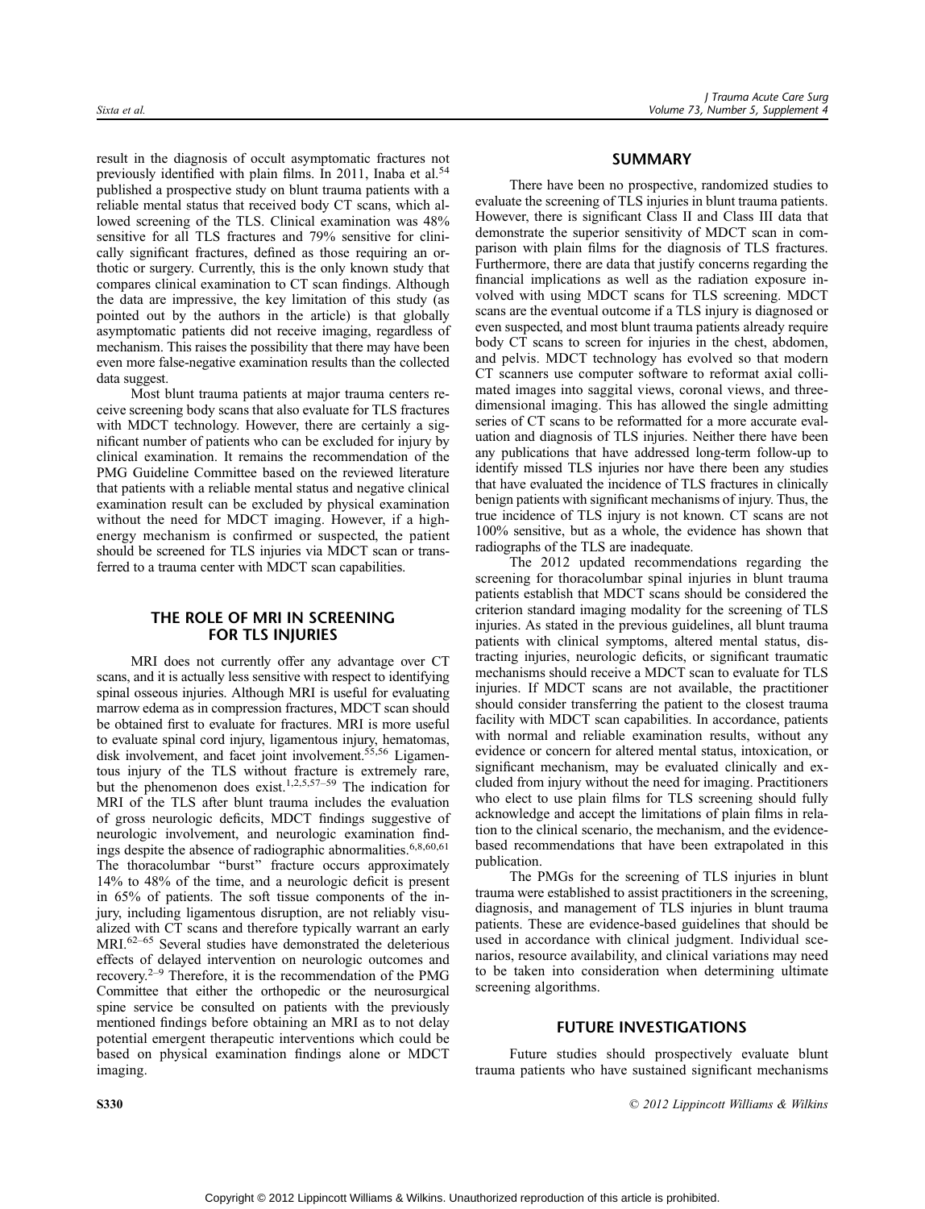result in the diagnosis of occult asymptomatic fractures not previously identified with plain films. In 2011, Inaba et al.[54] published a prospective study on blunt trauma patients with a reliable mental status that received body CT scans, which allowed screening of the TLS. Clinical examination was 48% sensitive for all TLS fractures and 79% sensitive for clinically significant fractures, defined as those requiring an orthotic or surgery. Currently, this is the only known study that compares clinical examination to CT scan findings. Although the data are impressive, the key limitation of this study (as pointed out by the authors in the article) is that globally asymptomatic patients did not receive imaging, regardless of mechanism. This raises the possibility that there may have been even more false-negative examination results than the collected data suggest.

Most blunt trauma patients at major trauma centers receive screening body scans that also evaluate for TLS fractures with MDCT technology. However, there are certainly a significant number of patients who can be excluded for injury by clinical examination. It remains the recommendation of the PMG Guideline Committee based on the reviewed literature that patients with a reliable mental status and negative clinical examination result can be excluded by physical examination without the need for MDCT imaging. However, if a high-energy mechanism is confirmed or suspected, the patient should be screened for TLS injuries via MDCT scan or transferred to a trauma center with MDCT scan capabilities.

## THE ROLE OF MRI IN SCREENING FOR TLS INJURIES

MRI does not currently offer any advantage over CT scans, and it is actually less sensitive with respect to identifying spinal osseous injuries. Although MRI is useful for evaluating marrow edema as in compression fractures, MDCT scan should be obtained first to evaluate for fractures. MRI is more useful to evaluate spinal cord injury, ligamentous injury, hematomas, disk involvement, and facet joint involvement.[55,56] Ligamentous injury of the TLS without fracture is extremely rare, but the phenomenon does exist.[1,2,5,57–59] The indication for MRI of the TLS after blunt trauma includes the evaluation of gross neurologic deficits, MDCT findings suggestive of neurologic involvement, and neurologic examination findings despite the absence of radiographic abnormalities.[6,8,60,61] The thoracolumbar "burst" fracture occurs approximately 14% to 48% of the time, and a neurologic deficit is present in 65% of patients. The soft tissue components of the injury, including ligamentous disruption, are not reliably visualized with CT scans and therefore typically warrant an early MRI.[62–65] Several studies have demonstrated the deleterious effects of delayed intervention on neurologic outcomes and recovery.[2–9] Therefore, it is the recommendation of the PMG Committee that either the orthopedic or the neurosurgical spine service be consulted on patients with the previously mentioned findings before obtaining an MRI as to not delay potential emergent therapeutic interventions which could be based on physical examination findings alone or MDCT imaging.

## SUMMARY

There have been no prospective, randomized studies to evaluate the screening of TLS injuries in blunt trauma patients. However, there is significant Class II and Class III data that demonstrate the superior sensitivity of MDCT scan in comparison with plain films for the diagnosis of TLS fractures. Furthermore, there are data that justify concerns regarding the financial implications as well as the radiation exposure involved with using MDCT scans for TLS screening. MDCT scans are the eventual outcome if a TLS injury is diagnosed or even suspected, and most blunt trauma patients already require body CT scans to screen for injuries in the chest, abdomen, and pelvis. MDCT technology has evolved so that modern CT scanners use computer software to reformat axial collimated images into saggital views, coronal views, and three-dimensional imaging. This has allowed the single admitting series of CT scans to be reformatted for a more accurate evaluation and diagnosis of TLS injuries. Neither there have been any publications that have addressed long-term follow-up to identify missed TLS injuries nor have there been any studies that have evaluated the incidence of TLS fractures in clinically benign patients with significant mechanisms of injury. Thus, the true incidence of TLS injury is not known. CT scans are not 100% sensitive, but as a whole, the evidence has shown that radiographs of the TLS are inadequate.

The 2012 updated recommendations regarding the screening for thoracolumbar spinal injuries in blunt trauma patients establish that MDCT scans should be considered the criterion standard imaging modality for the screening of TLS injuries. As stated in the previous guidelines, all blunt trauma patients with clinical symptoms, altered mental status, distracting injuries, neurologic deficits, or significant traumatic mechanisms should receive a MDCT scan to evaluate for TLS injuries. If MDCT scans are not available, the practitioner should consider transferring the patient to the closest trauma facility with MDCT scan capabilities. In accordance, patients with normal and reliable examination results, without any evidence or concern for altered mental status, intoxication, or significant mechanism, may be evaluated clinically and excluded from injury without the need for imaging. Practitioners who elect to use plain films for TLS screening should fully acknowledge and accept the limitations of plain films in relation to the clinical scenario, the mechanism, and the evidence-based recommendations that have been extrapolated in this publication.

The PMGs for the screening of TLS injuries in blunt trauma were established to assist practitioners in the screening, diagnosis, and management of TLS injuries in blunt trauma patients. These are evidence-based guidelines that should be used in accordance with clinical judgment. Individual scenarios, resource availability, and clinical variations may need to be taken into consideration when determining ultimate screening algorithms.

## FUTURE INVESTIGATIONS

Future studies should prospectively evaluate blunt trauma patients who have sustained significant mechanisms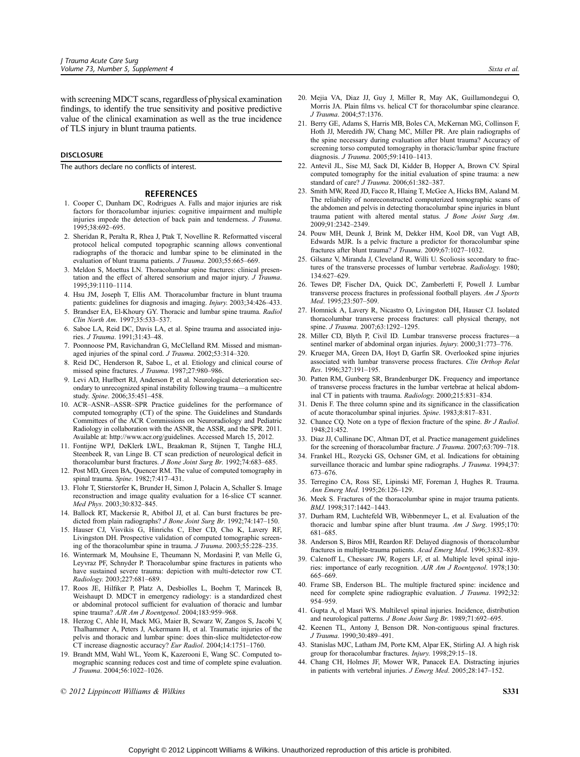with screening MDCT scans, regardless of physical examination findings, to identify the true sensitivity and positive predictive value of the clinical examination as well as the true incidence of TLS injury in blunt trauma patients.

## DISCLOSURE

The authors declare no conflicts of interest.

## REFERENCES

1. Cooper C, Dunham DC, Rodrigues A. Falls and major injuries are risk factors for thoracolumbar injuries: cognitive impairment and multiple injuries impede the detection of back pain and tenderness. *J Trauma*. 1995;38:692–695.
2. Sheridan R, Peralta R, Rhea J, Ptak T, Novelline R. Reformatted visceral protocol helical computed topographic scanning allows conventional radiographs of the thoracic and lumbar spine to be eliminated in the evaluation of blunt trauma patients. *J Trauma*. 2003;55:665–669.
3. Meldon S, Moettus LN. Thoracolumbar spine fractures: clinical presentation and the effect of altered sensorium and major injury. *J Trauma*. 1995;39:1110–1114.
4. Hsu JM, Joseph T, Ellis AM. Thoracolumbar fracture in blunt trauma patients: guidelines for diagnosis and imaging. *Injury*. 2003;34:426–433.
5. Brandser EA, El-Khoury GY. Thoracic and lumbar spine trauma. *Radiol Clin North Am*. 1997;35:533–537.
6. Saboe LA, Reid DC, Davis LA, et al. Spine trauma and associated injuries. *J Trauma*. 1991;31:43–48.
7. Poonnoose PM, Ravichandran G, McClelland RM. Missed and mismanaged injuries of the spinal cord. *J Trauma*. 2002;53:314–320.
8. Reid DC, Henderson R, Saboe L, et al. Etiology and clinical course of missed spine fractures. *J Trauma*. 1987;27:980–986.
9. Levi AD, Hurlbert RJ, Anderson P, et al. Neurological deterioration secondary to unrecognized spinal instability following trauma—a multicentre study. *Spine*. 2006;35:451–458.
10. ACR–ASNR–ASSR–SPR Practice guidelines for the performance of computed tomography (CT) of the spine. The Guidelines and Standards Committees of the ACR Commissions on Neuroradiology and Pediatric Radiology in collaboration with the ASNR, the ASSR, and the SPR. 2011. Available at: http://www.acr.org/guidelines. Accessed March 15, 2012.
11. Fontijne WPJ, DeKlerk LWL, Braakman R, Stijnen T, Tanghe HLJ, Steenbeek R, van Linge B. CT scan prediction of neurological deficit in thoracolumbar burst fractures. *J Bone Joint Surg Br*. 1992;74:683–685.
12. Post MD, Green BA, Quencer RM. The value of computed tomography in spinal trauma. *Spine*. 1982;7:417–431.
13. Flohr T, Stierstorfer K, Brunder H, Simon J, Polacin A, Schaller S. Image reconstruction and image quality evaluation for a 16-slice CT scanner. *Med Phys*. 2003;30:832–845.
14. Ballock RT, Mackersie R, Abitbol JJ, et al. Can burst fractures be predicted from plain radiographs? *J Bone Joint Surg Br*. 1992;74:147–150.
15. Hauser CJ, Visvikis G, Hinrichs C, Eber CD, Cho K, Lavery RF, Livingston DH. Prospective validation of computed tomographic screening of the thoracolumbar spine in trauma. *J Trauma*. 2003;55:228–235.
16. Wintermark M, Mouhsine E, Theumann N, Mordasini P, van Melle G, Leyvraz PF, Schnyder P. Thoracolumbar spine fractures in patients who have sustained severe trauma: depiction with multi-detector row CT. *Radiology*. 2003;227:681–689.
17. Roos JE, Hilfiker P, Platz A, Desbiolles L, Boehm T, Marincek B, Weishaupt D. MDCT in emergency radiology: is a standardized chest or abdominal protocol sufficient for evaluation of thoracic and lumbar spine trauma? *AJR Am J Roentgenol*. 2004;183:959–968.
18. Herzog C, Ahle H, Mack MG, Maier B, Scwarz W, Zangos S, Jacobi V, Thalhammer A, Peters J, Ackermann H, et al. Traumatic injuries of the pelvis and thoracic and lumbar spine: does thin-slice multidetector-row CT increase diagnostic accuracy? *Eur Radiol*. 2004;14:1751–1760.
19. Brandt MM, Wahl WL, Yeom K, Kazerooni E, Wang SC. Computed tomographic scanning reduces cost and time of complete spine evaluation. *J Trauma*. 2004;56:1022–1026.
20. Mejia VA, Diaz JJ, Guy J, Miller R, May AK, Guillamondegui O, Morris JA. Plain films vs. helical CT for thoracolumbar spine clearance. *J Trauma*. 2004;57:1376.
21. Berry GE, Adams S, Harris MB, Boles CA, McKernan MG, Collinson F, Hoth JJ, Meredith JW, Chang MC, Miller PR. Are plain radiographs of the spine necessary during evaluation after blunt trauma? Accuracy of screening torso computed tomography in thoracic/lumbar spine fracture diagnosis. *J Trauma*. 2005;59:1410–1413.
22. Antevil JL, Sise MJ, Sack DI, Kidder B, Hopper A, Brown CV. Spiral computed tomography for the initial evaluation of spine trauma: a new standard of care? *J Trauma*. 2006;61:382–387.
23. Smith MW, Reed JD, Facco R, Hlaing T, McGee A, Hicks BM, Aaland M. The reliability of nonreconstructed computerized tomographic scans of the abdomen and pelvis in detecting thoracolumbar spine injuries in blunt trauma patient with altered mental status. *J Bone Joint Surg Am*. 2009;91:2342–2349.
24. Pouw MH, Deunk J, Brink M, Dekker HM, Kool DR, van Vugt AB, Edwards MJR. Is a pelvic fracture a predictor for thoracolumbar spine fractures after blunt trauma? *J Trauma*. 2009;67:1027–1032.
25. Gilsanz V, Miranda J, Cleveland R, Willi U. Scoliosis secondary to fractures of the transverse processes of lumbar vertebrae. *Radiology*. 1980; 134:627–629.
26. Tewes DP, Fischer DA, Quick DC, Zamberletti F, Powell J. Lumbar transverse process fractures in professional football players. *Am J Sports Med*. 1995;23:507–509.
27. Homnick A, Lavery R, Nicastro O, Livingston DH, Hauser CJ. Isolated thoracolumbar transverse process fractures: call physical therapy, not spine. *J Trauma*. 2007;63:1292–1295.
28. Miller CD, Blyth P, Civil ID. Lumbar transverse process fractures—a sentinel marker of abdominal organ injuries. *Injury*. 2000;31:773–776.
29. Krueger MA, Green DA, Hoyt D, Garfin SR. Overlooked spine injuries associated with lumbar transverse process fractures. *Clin Orthop Relat Res*. 1996;327:191–195.
30. Patten RM, Gunberg SR, Brandenburger DK. Frequency and importance of transverse process fractures in the lumbar vertebrae at helical abdominal CT in patients with trauma. *Radiology*. 2000;215:831–834.
31. Denis F. The three column spine and its significance in the classification of acute thoracolumbar spinal injuries. *Spine*. 1983;8:817–831.
32. Chance CQ. Note on a type of flexion fracture of the spine. *Br J Radiol*. 1948;21:452.
33. Diaz JJ, Cullinane DC, Altman DT, et al. Practice management guidelines for the screening of thoracolumbar fracture. *J Trauma*. 2007;63:709–718.
34. Frankel HL, Rozycki GS, Ochsner GM, et al. Indications for obtaining surveillance thoracic and lumbar spine radiographs. *J Trauma*. 1994;37: 673–676.
35. Terregino CA, Ross SE, Lipinski MF, Foreman J, Hughes R. Trauma. *Ann Emerg Med*. 1995;26:126–129.
36. Meek S. Fractures of the thoracolumbar spine in major trauma patients. *BMJ*. 1998;317:1442–1443.
37. Durham RM, Luchtefeld WB, Wibbenmeyer L, et al. Evaluation of the thoracic and lumbar spine after blunt trauma. *Am J Surg*. 1995;170: 681–685.
38. Anderson S, Biros MH, Reardon RF. Delayed diagnosis of thoracolumbar fractures in multiple-trauma patients. *Acad Emerg Med*. 1996;3:832–839.
39. Calenoff L, Chessarc JW, Rogers LF, et al. Multiple level spinal injuries: importance of early recognition. *AJR Am J Roentgenol*. 1978;130: 665–669.
40. Frame SB, Enderson BL. The multiple fractured spine: incidence and need for complete spine radiographic evaluation. *J Trauma*. 1992;32: 954–959.
41. Gupta A, el Masri WS. Multilevel spinal injuries. Incidence, distribution and neurological patterns. *J Bone Joint Surg Br*. 1989;71:692–695.
42. Keenen TL, Antony J, Benson DR. Non-contiguous spinal fractures. *J Trauma*. 1990;30:489–491.
43. Stanislas MJC, Latham JM, Porte KM, Alpar EK, Stirling AJ. A high risk group for thoracolumbar fractures. *Injury*. 1998;29:15–18.
44. Chang CH, Holmes JF, Mower WR, Panacek EA. Distracting injuries in patients with vertebral injuries. *J Emerg Med*. 2005;28:147–152.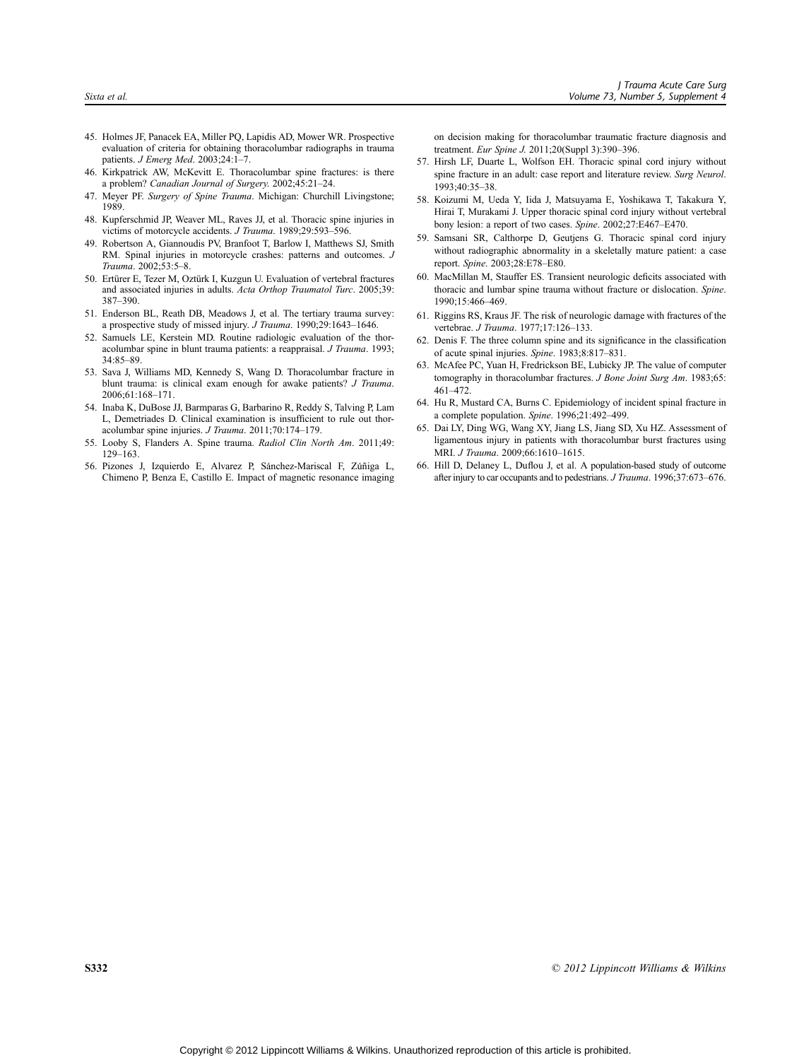45. Holmes JF, Panacek EA, Miller PQ, Lapidis AD, Mower WR. Prospective evaluation of criteria for obtaining thoracolumbar radiographs in trauma patients. *J Emerg Med*. 2003;24:1–7.
46. Kirkpatrick AW, McKevitt E. Thoracolumbar spine fractures: is there a problem? *Canadian Journal of Surgery*. 2002;45:21–24.
47. Meyer PF. *Surgery of Spine Trauma*. Michigan: Churchill Livingstone; 1989.
48. Kupferschmid JP, Weaver ML, Raves JJ, et al. Thoracic spine injuries in victims of motorcycle accidents. *J Trauma*. 1989;29:593–596.
49. Robertson A, Giannoudis PV, Branfoot T, Barlow I, Matthews SJ, Smith RM. Spinal injuries in motorcycle crashes: patterns and outcomes. *J Trauma*. 2002;53:5–8.
50. Ertürer E, Tezer M, Oztürk I, Kuzgun U. Evaluation of vertebral fractures and associated injuries in adults. *Acta Orthop Traumatol Turc*. 2005;39:387–390.
51. Enderson BL, Reath DB, Meadows J, et al. The tertiary trauma survey: a prospective study of missed injury. *J Trauma*. 1990;29:1643–1646.
52. Samuels LE, Kerstein MD. Routine radiologic evaluation of the thoracolumbar spine in blunt trauma patients: a reappraisal. *J Trauma*. 1993;34:85–89.
53. Sava J, Williams MD, Kennedy S, Wang D. Thoracolumbar fracture in blunt trauma: is clinical exam enough for awake patients? *J Trauma*. 2006;61:168–171.
54. Inaba K, DuBose JJ, Barmparas G, Barbarino R, Reddy S, Talving P, Lam L, Demetriades D. Clinical examination is insufficient to rule out thoracolumbar spine injuries. *J Trauma*. 2011;70:174–179.
55. Looby S, Flanders A. Spine trauma. *Radiol Clin North Am*. 2011;49:129–163.
56. Pizones J, Izquierdo E, Alvarez P, Sánchez-Mariscal F, Zúñiga L, Chimeno P, Benza E, Castillo E. Impact of magnetic resonance imaging on decision making for thoracolumbar traumatic fracture diagnosis and treatment. *Eur Spine J*. 2011;20(Suppl 3):390–396.
57. Hirsh LF, Duarte L, Wolfson EH. Thoracic spinal cord injury without spine fracture in an adult: case report and literature review. *Surg Neurol*. 1993;40:35–38.
58. Koizumi M, Ueda Y, Iida J, Matsuyama E, Yoshikawa T, Takakura Y, Hirai T, Murakami J. Upper thoracic spinal cord injury without vertebral bony lesion: a report of two cases. *Spine*. 2002;27:E467–E470.
59. Samsani SR, Calthorpe D, Geutjens G. Thoracic spinal cord injury without radiographic abnormality in a skeletally mature patient: a case report. *Spine*. 2003;28:E78–E80.
60. MacMillan M, Stauffer ES. Transient neurologic deficits associated with thoracic and lumbar spine trauma without fracture or dislocation. *Spine*. 1990;15:466–469.
61. Riggins RS, Kraus JF. The risk of neurologic damage with fractures of the vertebrae. *J Trauma*. 1977;17:126–133.
62. Denis F. The three column spine and its significance in the classification of acute spinal injuries. *Spine*. 1983;8:817–831.
63. McAfee PC, Yuan H, Fredrickson BE, Lubicky JP. The value of computer tomography in thoracolumbar fractures. *J Bone Joint Surg Am*. 1983;65:461–472.
64. Hu R, Mustard CA, Burns C. Epidemiology of incident spinal fracture in a complete population. *Spine*. 1996;21:492–499.
65. Dai LY, Ding WG, Wang XY, Jiang LS, Jiang SD, Xu HZ. Assessment of ligamentous injury in patients with thoracolumbar burst fractures using MRI. *J Trauma*. 2009;66:1610–1615.
66. Hill D, Delaney L, Duflou J, et al. A population-based study of outcome after injury to car occupants and to pedestrians. *J Trauma*. 1996;37:673–676.